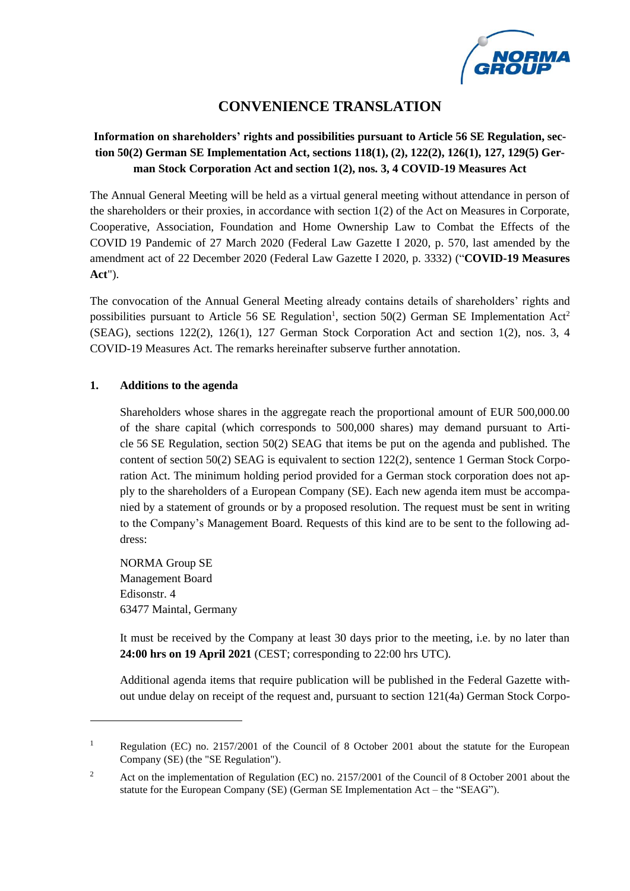# CONVENIENCE TRANSLATION

## Information on shareholders' rights and possibilities pursuant to Article 56 SE Regulation, section 50(2) German SE Implementation Act, sections 118(1), (2), 122(2), 126(1), 127, 129(5) German Stock Corporation Act and section 1(2), nos. 3, 4 COVID-19 Measures Act

The Annual General Meeting will be held as a virtual general meeting without attendance in person of the shareholders or their proxies, in accordance with section 1(2) of the Act on Measures in Corporate, Cooperative, Association, Foundation and Home Ownership Law to Combat the Effects of the COVID 19 Pandemic of 27 March 2020 (Federal Law Gazette I 2020, p. 570, last amended by the amendment act of 22 December 2020 (Federal Law Gazette I 2020, p. 3332) ("**COVID-19 Measures Act**").

The convocation of the Annual General Meeting already contains details of shareholders' rights and possibilities pursuant to Article 56 SE Regulation[1], section 50(2) German SE Implementation Act[2] (SEAG), sections 122(2), 126(1), 127 German Stock Corporation Act and section 1(2), nos. 3, 4 COVID-19 Measures Act. The remarks hereinafter subserve further annotation.

### 1. Additions to the agenda

Shareholders whose shares in the aggregate reach the proportional amount of EUR 500,000.00 of the share capital (which corresponds to 500,000 shares) may demand pursuant to Article 56 SE Regulation, section 50(2) SEAG that items be put on the agenda and published. The content of section 50(2) SEAG is equivalent to section 122(2), sentence 1 German Stock Corporation Act. The minimum holding period provided for a German stock corporation does not apply to the shareholders of a European Company (SE). Each new agenda item must be accompanied by a statement of grounds or by a proposed resolution. The request must be sent in writing to the Company's Management Board. Requests of this kind are to be sent to the following address:

NORMA Group SE
Management Board
Edisonstr. 4
63477 Maintal, Germany

It must be received by the Company at least 30 days prior to the meeting, i.e. by no later than **24:00 hrs on 19 April 2021** (CEST; corresponding to 22:00 hrs UTC).

Additional agenda items that require publication will be published in the Federal Gazette without undue delay on receipt of the request and, pursuant to section 121(4a) German Stock Corpo-

---

[1] Regulation (EC) no. 2157/2001 of the Council of 8 October 2001 about the statute for the European Company (SE) (the "SE Regulation").

[2] Act on the implementation of Regulation (EC) no. 2157/2001 of the Council of 8 October 2001 about the statute for the European Company (SE) (German SE Implementation Act – the "SEAG").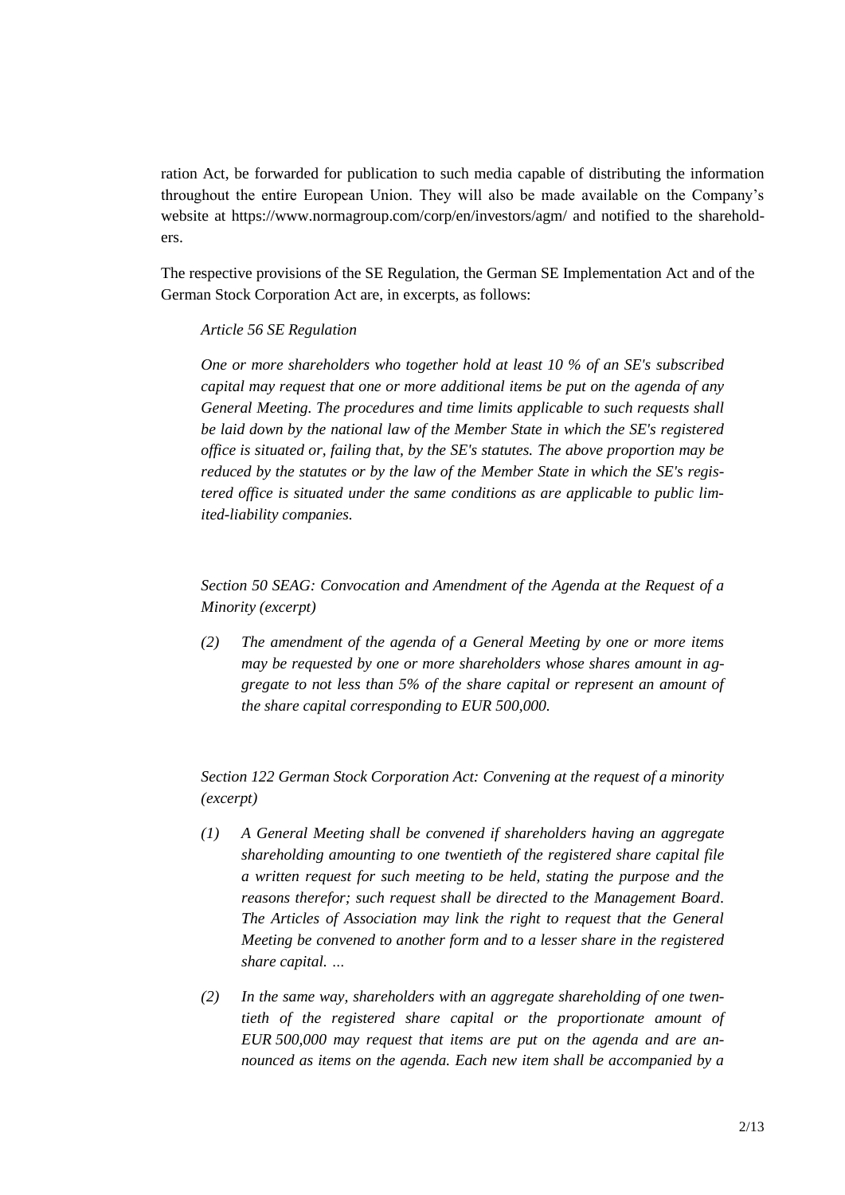ration Act, be forwarded for publication to such media capable of distributing the information throughout the entire European Union. They will also be made available on the Company's website at https://www.normagroup.com/corp/en/investors/agm/ and notified to the shareholders.

The respective provisions of the SE Regulation, the German SE Implementation Act and of the German Stock Corporation Act are, in excerpts, as follows:

*Article 56 SE Regulation*

*One or more shareholders who together hold at least 10 % of an SE's subscribed capital may request that one or more additional items be put on the agenda of any General Meeting. The procedures and time limits applicable to such requests shall be laid down by the national law of the Member State in which the SE's registered office is situated or, failing that, by the SE's statutes. The above proportion may be reduced by the statutes or by the law of the Member State in which the SE's registered office is situated under the same conditions as are applicable to public limited-liability companies.*

*Section 50 SEAG: Convocation and Amendment of the Agenda at the Request of a Minority (excerpt)*

*(2) The amendment of the agenda of a General Meeting by one or more items may be requested by one or more shareholders whose shares amount in aggregate to not less than 5% of the share capital or represent an amount of the share capital corresponding to EUR 500,000.*

*Section 122 German Stock Corporation Act: Convening at the request of a minority (excerpt)*

*(1) A General Meeting shall be convened if shareholders having an aggregate shareholding amounting to one twentieth of the registered share capital file a written request for such meeting to be held, stating the purpose and the reasons therefor; such request shall be directed to the Management Board. The Articles of Association may link the right to request that the General Meeting be convened to another form and to a lesser share in the registered share capital. …*

*(2) In the same way, shareholders with an aggregate shareholding of one twentieth of the registered share capital or the proportionate amount of EUR 500,000 may request that items are put on the agenda and are announced as items on the agenda. Each new item shall be accompanied by a*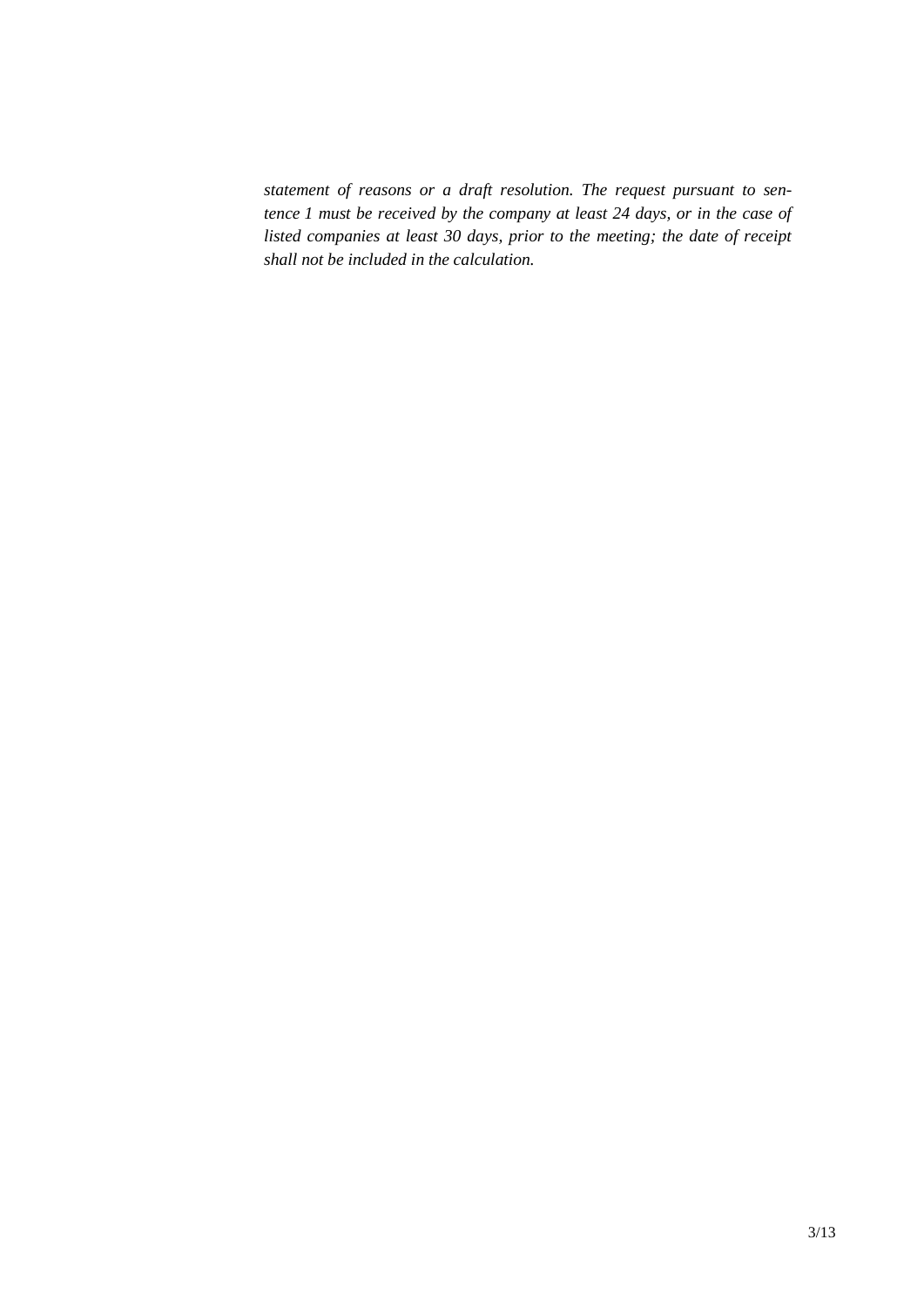*statement of reasons or a draft resolution. The request pursuant to sentence 1 must be received by the company at least 24 days, or in the case of listed companies at least 30 days, prior to the meeting; the date of receipt shall not be included in the calculation.*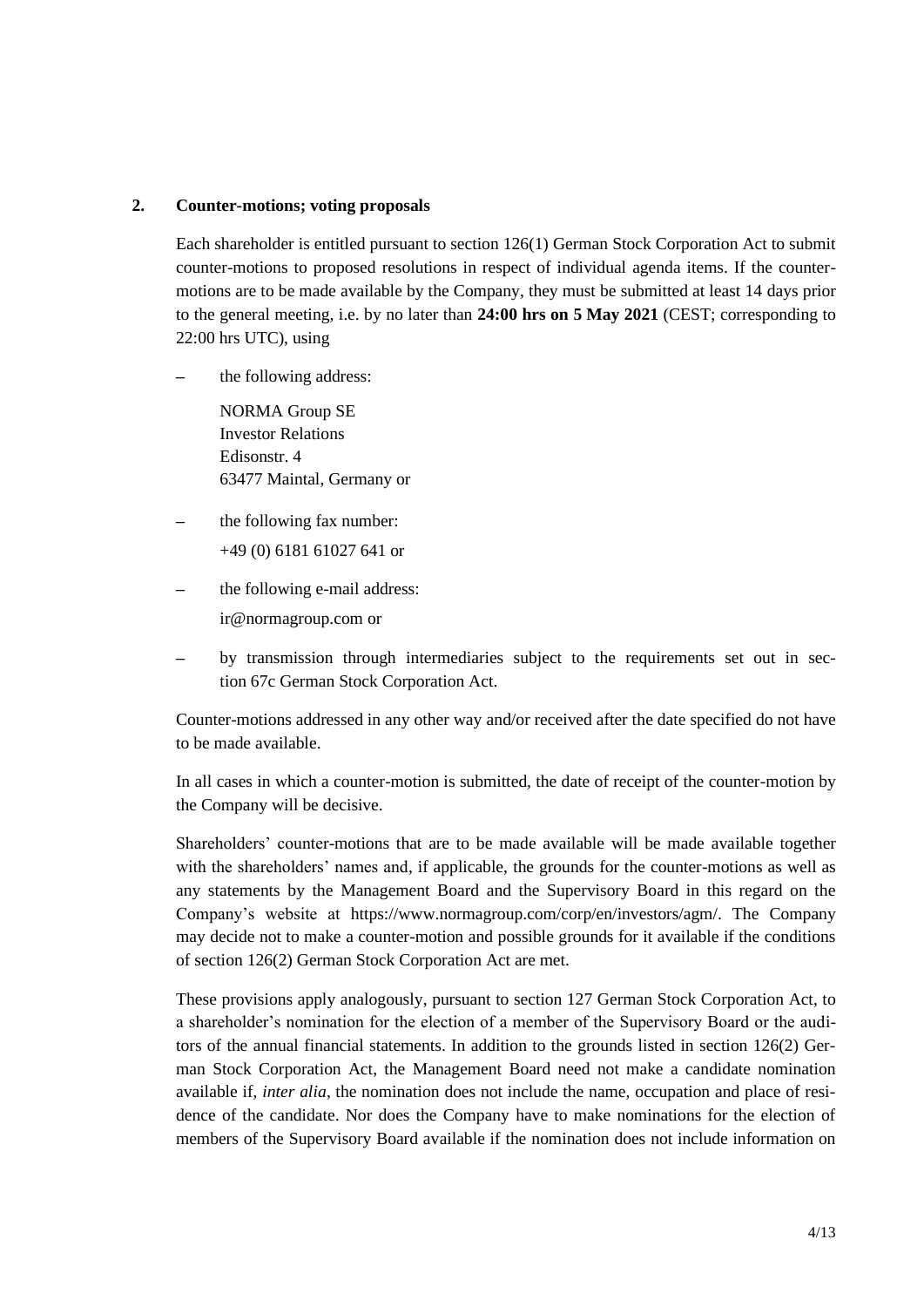## 2. Counter-motions; voting proposals

Each shareholder is entitled pursuant to section 126(1) German Stock Corporation Act to submit counter-motions to proposed resolutions in respect of individual agenda items. If the counter-motions are to be made available by the Company, they must be submitted at least 14 days prior to the general meeting, i.e. by no later than **24:00 hrs on 5 May 2021** (CEST; corresponding to 22:00 hrs UTC), using

– the following address:

  NORMA Group SE  
  Investor Relations  
  Edisonstr. 4  
  63477 Maintal, Germany or

– the following fax number:

  +49 (0) 6181 61027 641 or

– the following e-mail address:

  ir@normagroup.com or

– by transmission through intermediaries subject to the requirements set out in section 67c German Stock Corporation Act.

Counter-motions addressed in any other way and/or received after the date specified do not have to be made available.

In all cases in which a counter-motion is submitted, the date of receipt of the counter-motion by the Company will be decisive.

Shareholders' counter-motions that are to be made available will be made available together with the shareholders' names and, if applicable, the grounds for the counter-motions as well as any statements by the Management Board and the Supervisory Board in this regard on the Company's website at https://www.normagroup.com/corp/en/investors/agm/. The Company may decide not to make a counter-motion and possible grounds for it available if the conditions of section 126(2) German Stock Corporation Act are met.

These provisions apply analogously, pursuant to section 127 German Stock Corporation Act, to a shareholder's nomination for the election of a member of the Supervisory Board or the auditors of the annual financial statements. In addition to the grounds listed in section 126(2) German Stock Corporation Act, the Management Board need not make a candidate nomination available if, *inter alia*, the nomination does not include the name, occupation and place of residence of the candidate. Nor does the Company have to make nominations for the election of members of the Supervisory Board available if the nomination does not include information on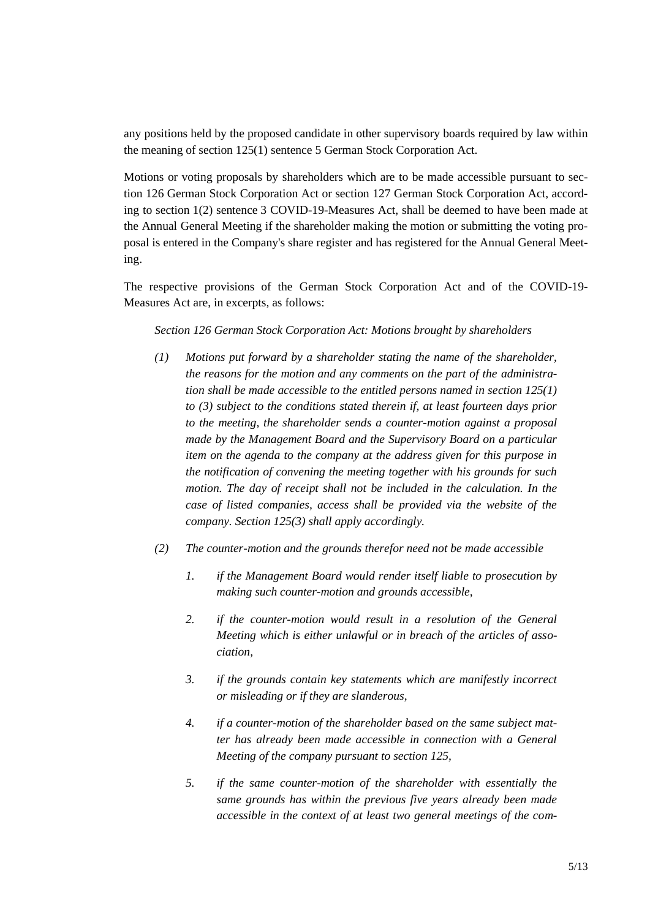any positions held by the proposed candidate in other supervisory boards required by law within the meaning of section 125(1) sentence 5 German Stock Corporation Act.

Motions or voting proposals by shareholders which are to be made accessible pursuant to section 126 German Stock Corporation Act or section 127 German Stock Corporation Act, according to section 1(2) sentence 3 COVID-19-Measures Act, shall be deemed to have been made at the Annual General Meeting if the shareholder making the motion or submitting the voting proposal is entered in the Company's share register and has registered for the Annual General Meeting.

The respective provisions of the German Stock Corporation Act and of the COVID-19-Measures Act are, in excerpts, as follows:

*Section 126 German Stock Corporation Act: Motions brought by shareholders*

*(1) Motions put forward by a shareholder stating the name of the shareholder, the reasons for the motion and any comments on the part of the administration shall be made accessible to the entitled persons named in section 125(1) to (3) subject to the conditions stated therein if, at least fourteen days prior to the meeting, the shareholder sends a counter-motion against a proposal made by the Management Board and the Supervisory Board on a particular item on the agenda to the company at the address given for this purpose in the notification of convening the meeting together with his grounds for such motion. The day of receipt shall not be included in the calculation. In the case of listed companies, access shall be provided via the website of the company. Section 125(3) shall apply accordingly.*

*(2) The counter-motion and the grounds therefor need not be made accessible*

*1. if the Management Board would render itself liable to prosecution by making such counter-motion and grounds accessible,*

*2. if the counter-motion would result in a resolution of the General Meeting which is either unlawful or in breach of the articles of association,*

*3. if the grounds contain key statements which are manifestly incorrect or misleading or if they are slanderous,*

*4. if a counter-motion of the shareholder based on the same subject matter has already been made accessible in connection with a General Meeting of the company pursuant to section 125,*

*5. if the same counter-motion of the shareholder with essentially the same grounds has within the previous five years already been made accessible in the context of at least two general meetings of the com-*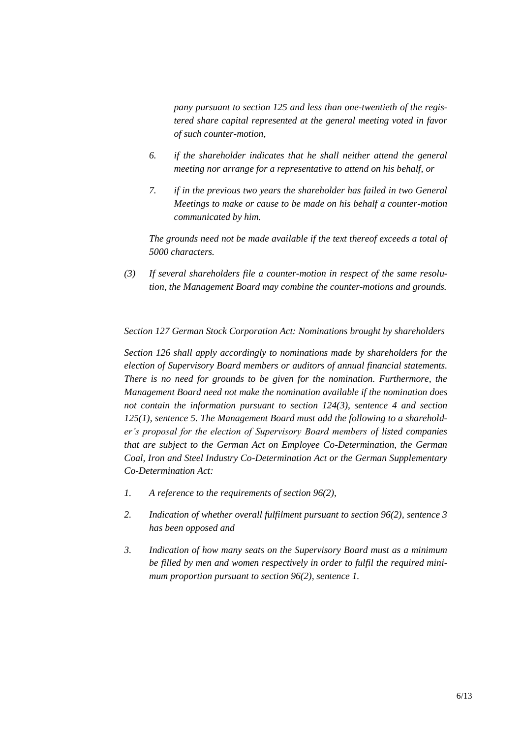*pany pursuant to section 125 and less than one-twentieth of the registered share capital represented at the general meeting voted in favor of such counter-motion,*

6. *if the shareholder indicates that he shall neither attend the general meeting nor arrange for a representative to attend on his behalf, or*

7. *if in the previous two years the shareholder has failed in two General Meetings to make or cause to be made on his behalf a counter-motion communicated by him.*

*The grounds need not be made available if the text thereof exceeds a total of 5000 characters.*

*(3) If several shareholders file a counter-motion in respect of the same resolution, the Management Board may combine the counter-motions and grounds.*

*Section 127 German Stock Corporation Act: Nominations brought by shareholders*

*Section 126 shall apply accordingly to nominations made by shareholders for the election of Supervisory Board members or auditors of annual financial statements. There is no need for grounds to be given for the nomination. Furthermore, the Management Board need not make the nomination available if the nomination does not contain the information pursuant to section 124(3), sentence 4 and section 125(1), sentence 5. The Management Board must add the following to a shareholder's proposal for the election of Supervisory Board members of listed companies that are subject to the German Act on Employee Co-Determination, the German Coal, Iron and Steel Industry Co-Determination Act or the German Supplementary Co-Determination Act:*

1. *A reference to the requirements of section 96(2),*
2. *Indication of whether overall fulfilment pursuant to section 96(2), sentence 3 has been opposed and*
3. *Indication of how many seats on the Supervisory Board must as a minimum be filled by men and women respectively in order to fulfil the required minimum proportion pursuant to section 96(2), sentence 1.*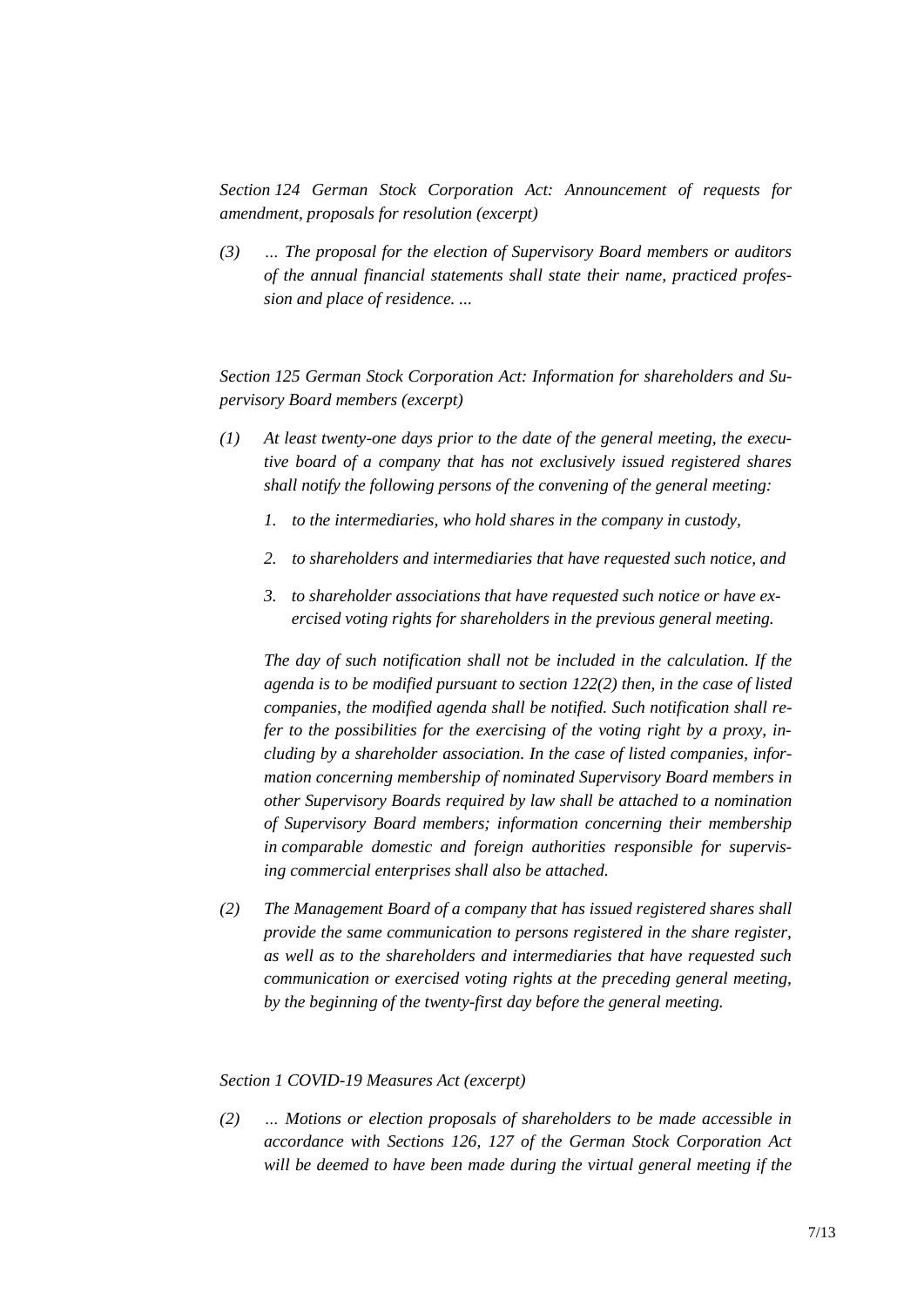*Section 124 German Stock Corporation Act: Announcement of requests for amendment, proposals for resolution (excerpt)*

*(3) … The proposal for the election of Supervisory Board members or auditors of the annual financial statements shall state their name, practiced profession and place of residence. ...*

*Section 125 German Stock Corporation Act: Information for shareholders and Supervisory Board members (excerpt)*

*(1) At least twenty-one days prior to the date of the general meeting, the executive board of a company that has not exclusively issued registered shares shall notify the following persons of the convening of the general meeting:*

1. *to the intermediaries, who hold shares in the company in custody,*
2. *to shareholders and intermediaries that have requested such notice, and*
3. *to shareholder associations that have requested such notice or have exercised voting rights for shareholders in the previous general meeting.*

*The day of such notification shall not be included in the calculation. If the agenda is to be modified pursuant to section 122(2) then, in the case of listed companies, the modified agenda shall be notified. Such notification shall refer to the possibilities for the exercising of the voting right by a proxy, including by a shareholder association. In the case of listed companies, information concerning membership of nominated Supervisory Board members in other Supervisory Boards required by law shall be attached to a nomination of Supervisory Board members; information concerning their membership in comparable domestic and foreign authorities responsible for supervising commercial enterprises shall also be attached.*

*(2) The Management Board of a company that has issued registered shares shall provide the same communication to persons registered in the share register, as well as to the shareholders and intermediaries that have requested such communication or exercised voting rights at the preceding general meeting, by the beginning of the twenty-first day before the general meeting.*

*Section 1 COVID-19 Measures Act (excerpt)*

*(2) … Motions or election proposals of shareholders to be made accessible in accordance with Sections 126, 127 of the German Stock Corporation Act will be deemed to have been made during the virtual general meeting if the*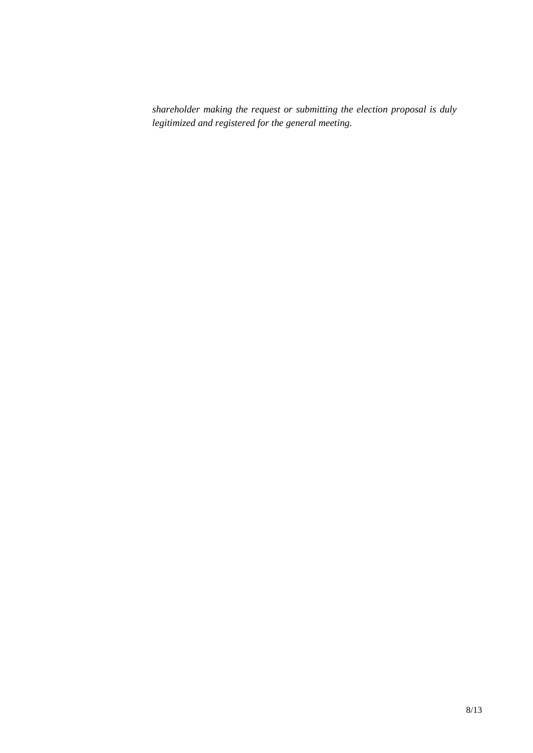*shareholder making the request or submitting the election proposal is duly legitimized and registered for the general meeting.*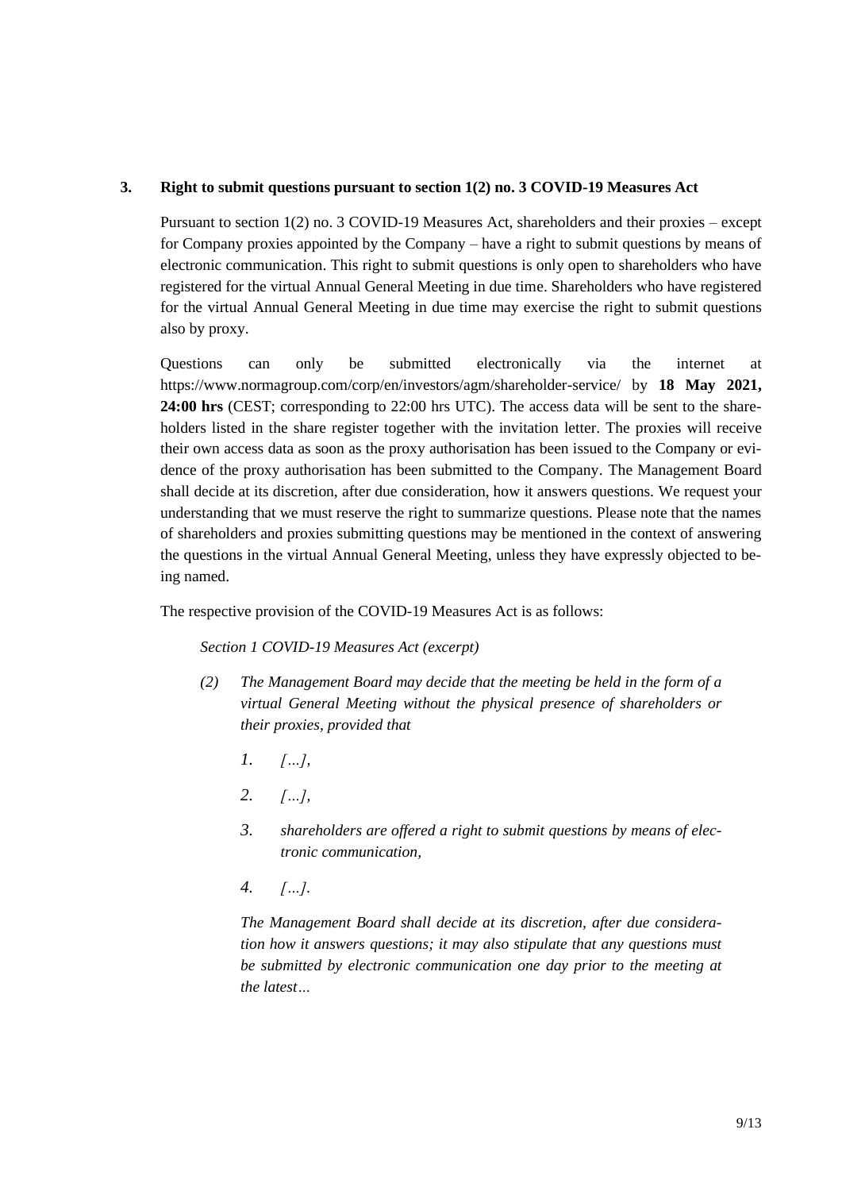### 3. Right to submit questions pursuant to section 1(2) no. 3 COVID-19 Measures Act

Pursuant to section 1(2) no. 3 COVID-19 Measures Act, shareholders and their proxies – except for Company proxies appointed by the Company – have a right to submit questions by means of electronic communication. This right to submit questions is only open to shareholders who have registered for the virtual Annual General Meeting in due time. Shareholders who have registered for the virtual Annual General Meeting in due time may exercise the right to submit questions also by proxy.

Questions can only be submitted electronically via the internet at https://www.normagroup.com/corp/en/investors/agm/shareholder-service/ by **18 May 2021, 24:00 hrs** (CEST; corresponding to 22:00 hrs UTC). The access data will be sent to the shareholders listed in the share register together with the invitation letter. The proxies will receive their own access data as soon as the proxy authorisation has been issued to the Company or evidence of the proxy authorisation has been submitted to the Company. The Management Board shall decide at its discretion, after due consideration, how it answers questions. We request your understanding that we must reserve the right to summarize questions. Please note that the names of shareholders and proxies submitting questions may be mentioned in the context of answering the questions in the virtual Annual General Meeting, unless they have expressly objected to being named.

The respective provision of the COVID-19 Measures Act is as follows:

*Section 1 COVID-19 Measures Act (excerpt)*

*(2) The Management Board may decide that the meeting be held in the form of a virtual General Meeting without the physical presence of shareholders or their proxies, provided that*

*1. […],*

*2. […],*

*3. shareholders are offered a right to submit questions by means of electronic communication,*

*4. […].*

*The Management Board shall decide at its discretion, after due consideration how it answers questions; it may also stipulate that any questions must be submitted by electronic communication one day prior to the meeting at the latest…*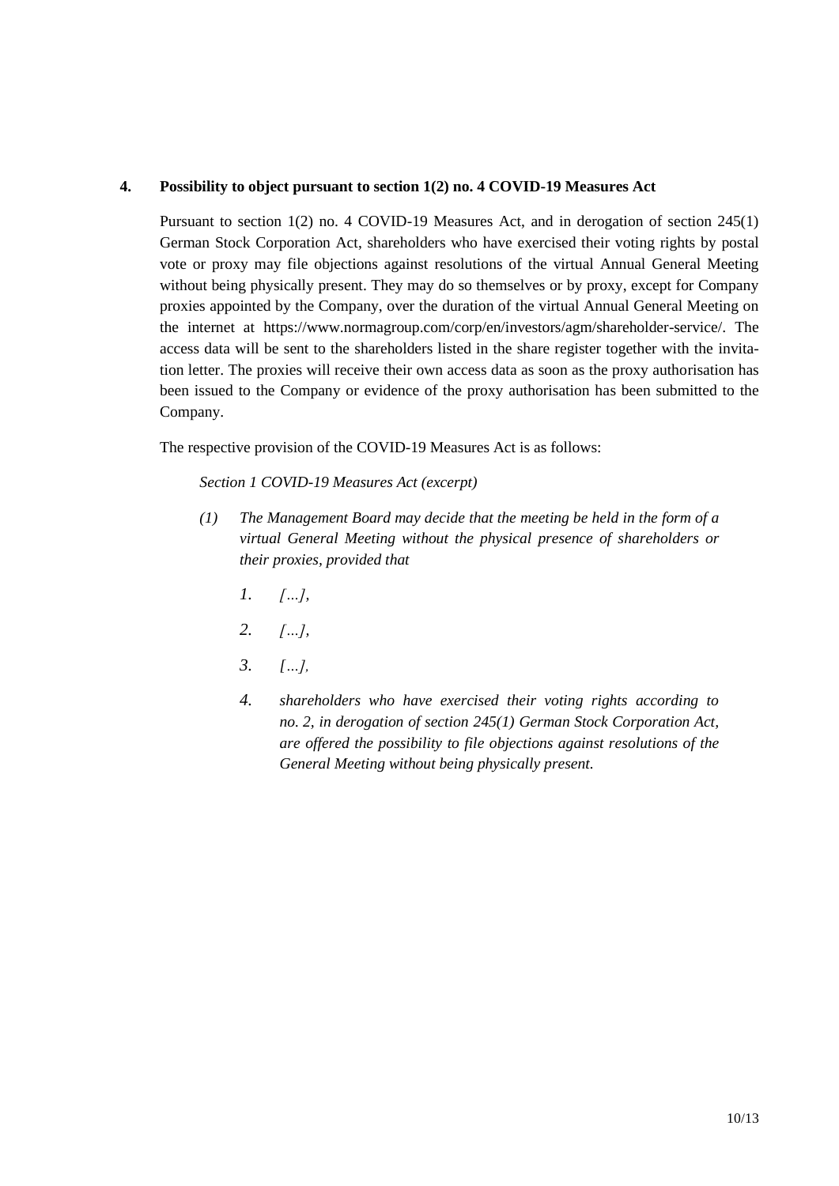**4. Possibility to object pursuant to section 1(2) no. 4 COVID-19 Measures Act**

Pursuant to section 1(2) no. 4 COVID-19 Measures Act, and in derogation of section 245(1) German Stock Corporation Act, shareholders who have exercised their voting rights by postal vote or proxy may file objections against resolutions of the virtual Annual General Meeting without being physically present. They may do so themselves or by proxy, except for Company proxies appointed by the Company, over the duration of the virtual Annual General Meeting on the internet at https://www.normagroup.com/corp/en/investors/agm/shareholder-service/. The access data will be sent to the shareholders listed in the share register together with the invitation letter. The proxies will receive their own access data as soon as the proxy authorisation has been issued to the Company or evidence of the proxy authorisation has been submitted to the Company.

The respective provision of the COVID-19 Measures Act is as follows:

*Section 1 COVID-19 Measures Act (excerpt)*

*(1) The Management Board may decide that the meeting be held in the form of a virtual General Meeting without the physical presence of shareholders or their proxies, provided that*

*1. […],*

*2. […],*

*3. […],*

*4. shareholders who have exercised their voting rights according to no. 2, in derogation of section 245(1) German Stock Corporation Act, are offered the possibility to file objections against resolutions of the General Meeting without being physically present.*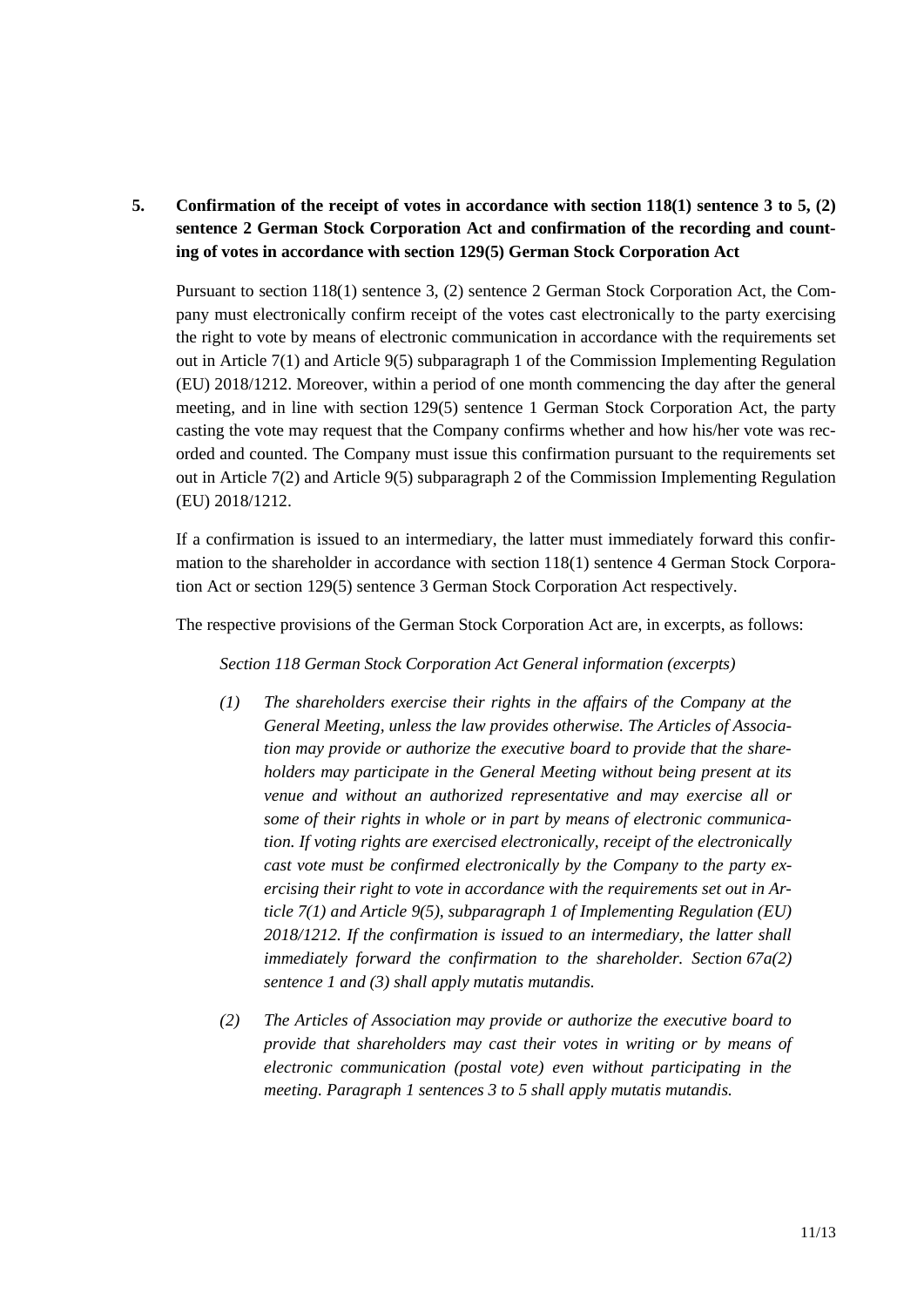## 5. Confirmation of the receipt of votes in accordance with section 118(1) sentence 3 to 5, (2) sentence 2 German Stock Corporation Act and confirmation of the recording and counting of votes in accordance with section 129(5) German Stock Corporation Act

Pursuant to section 118(1) sentence 3, (2) sentence 2 German Stock Corporation Act, the Company must electronically confirm receipt of the votes cast electronically to the party exercising the right to vote by means of electronic communication in accordance with the requirements set out in Article 7(1) and Article 9(5) subparagraph 1 of the Commission Implementing Regulation (EU) 2018/1212. Moreover, within a period of one month commencing the day after the general meeting, and in line with section 129(5) sentence 1 German Stock Corporation Act, the party casting the vote may request that the Company confirms whether and how his/her vote was recorded and counted. The Company must issue this confirmation pursuant to the requirements set out in Article 7(2) and Article 9(5) subparagraph 2 of the Commission Implementing Regulation (EU) 2018/1212.

If a confirmation is issued to an intermediary, the latter must immediately forward this confirmation to the shareholder in accordance with section 118(1) sentence 4 German Stock Corporation Act or section 129(5) sentence 3 German Stock Corporation Act respectively.

The respective provisions of the German Stock Corporation Act are, in excerpts, as follows:

*Section 118 German Stock Corporation Act General information (excerpts)*

*(1) The shareholders exercise their rights in the affairs of the Company at the General Meeting, unless the law provides otherwise. The Articles of Association may provide or authorize the executive board to provide that the shareholders may participate in the General Meeting without being present at its venue and without an authorized representative and may exercise all or some of their rights in whole or in part by means of electronic communication. If voting rights are exercised electronically, receipt of the electronically cast vote must be confirmed electronically by the Company to the party exercising their right to vote in accordance with the requirements set out in Article 7(1) and Article 9(5), subparagraph 1 of Implementing Regulation (EU) 2018/1212. If the confirmation is issued to an intermediary, the latter shall immediately forward the confirmation to the shareholder. Section 67a(2) sentence 1 and (3) shall apply mutatis mutandis.*

*(2) The Articles of Association may provide or authorize the executive board to provide that shareholders may cast their votes in writing or by means of electronic communication (postal vote) even without participating in the meeting. Paragraph 1 sentences 3 to 5 shall apply mutatis mutandis.*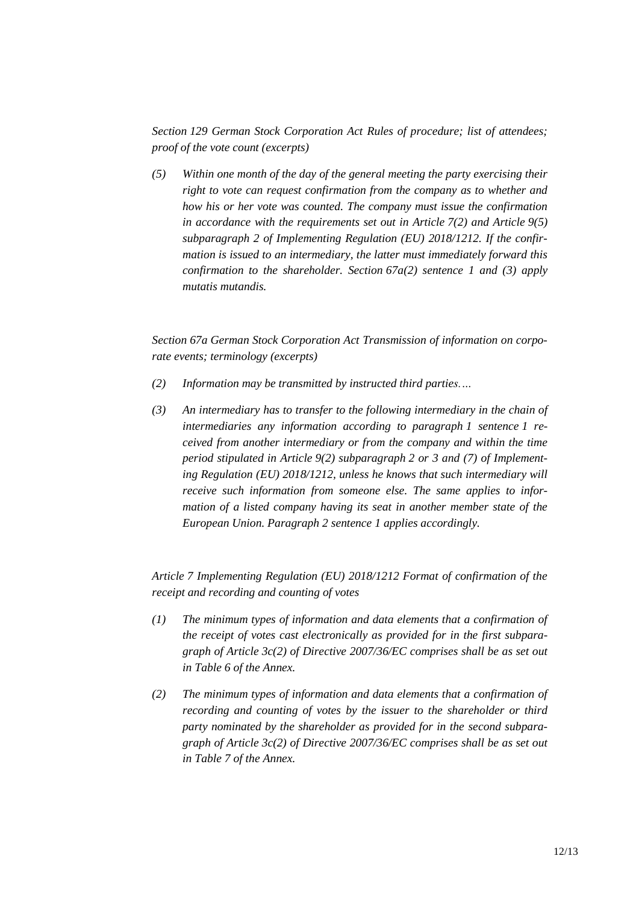*Section 129 German Stock Corporation Act Rules of procedure; list of attendees; proof of the vote count (excerpts)*

*(5) Within one month of the day of the general meeting the party exercising their right to vote can request confirmation from the company as to whether and how his or her vote was counted. The company must issue the confirmation in accordance with the requirements set out in Article 7(2) and Article 9(5) subparagraph 2 of Implementing Regulation (EU) 2018/1212. If the confirmation is issued to an intermediary, the latter must immediately forward this confirmation to the shareholder. Section 67a(2) sentence 1 and (3) apply mutatis mutandis.*

*Section 67a German Stock Corporation Act Transmission of information on corporate events; terminology (excerpts)*

*(2) Information may be transmitted by instructed third parties.…*

*(3) An intermediary has to transfer to the following intermediary in the chain of intermediaries any information according to paragraph 1 sentence 1 received from another intermediary or from the company and within the time period stipulated in Article 9(2) subparagraph 2 or 3 and (7) of Implementing Regulation (EU) 2018/1212, unless he knows that such intermediary will receive such information from someone else. The same applies to information of a listed company having its seat in another member state of the European Union. Paragraph 2 sentence 1 applies accordingly.*

*Article 7 Implementing Regulation (EU) 2018/1212 Format of confirmation of the receipt and recording and counting of votes*

*(1) The minimum types of information and data elements that a confirmation of the receipt of votes cast electronically as provided for in the first subparagraph of Article 3c(2) of Directive 2007/36/EC comprises shall be as set out in Table 6 of the Annex.*

*(2) The minimum types of information and data elements that a confirmation of recording and counting of votes by the issuer to the shareholder or third party nominated by the shareholder as provided for in the second subparagraph of Article 3c(2) of Directive 2007/36/EC comprises shall be as set out in Table 7 of the Annex.*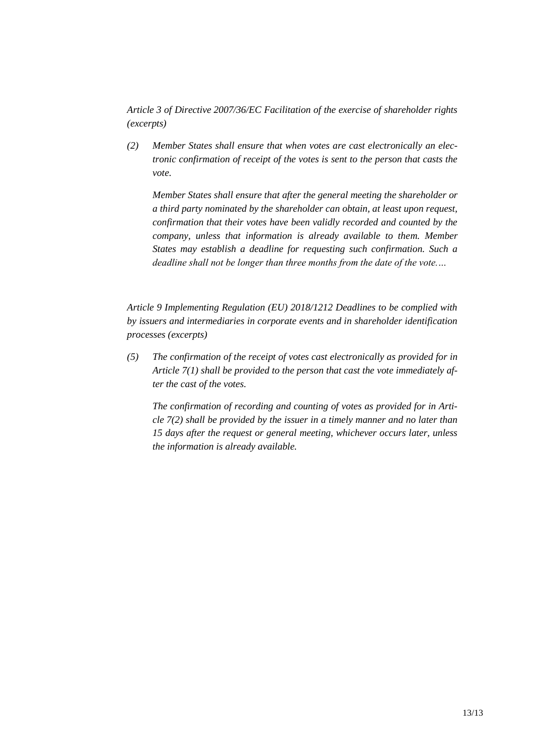*Article 3 of Directive 2007/36/EC Facilitation of the exercise of shareholder rights (excerpts)*

*(2) Member States shall ensure that when votes are cast electronically an electronic confirmation of receipt of the votes is sent to the person that casts the vote.*

*Member States shall ensure that after the general meeting the shareholder or a third party nominated by the shareholder can obtain, at least upon request, confirmation that their votes have been validly recorded and counted by the company, unless that information is already available to them. Member States may establish a deadline for requesting such confirmation. Such a deadline shall not be longer than three months from the date of the vote.…*

*Article 9 Implementing Regulation (EU) 2018/1212 Deadlines to be complied with by issuers and intermediaries in corporate events and in shareholder identification processes (excerpts)*

*(5) The confirmation of the receipt of votes cast electronically as provided for in Article 7(1) shall be provided to the person that cast the vote immediately after the cast of the votes.*

*The confirmation of recording and counting of votes as provided for in Article 7(2) shall be provided by the issuer in a timely manner and no later than 15 days after the request or general meeting, whichever occurs later, unless the information is already available.*